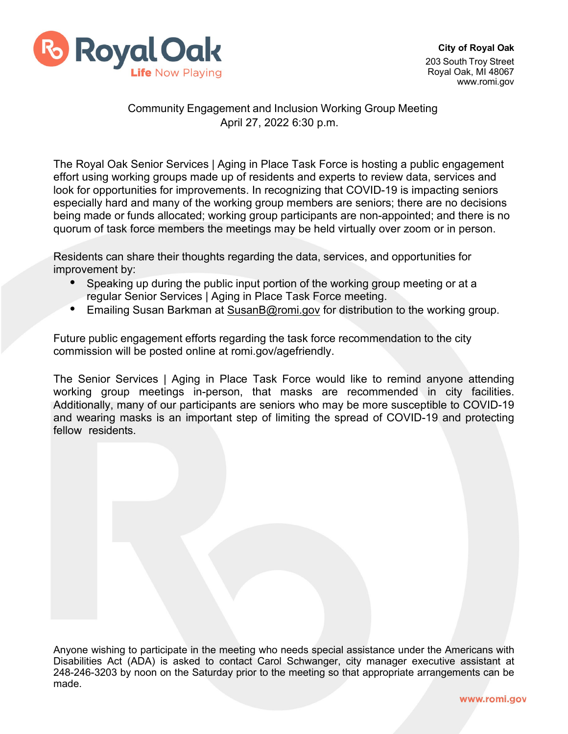Royal Oak
Life Now Playing

**City of Royal Oak**
203 South Troy Street
Royal Oak, MI 48067
www.romi.gov

Community Engagement and Inclusion Working Group Meeting
April 27, 2022 6:30 p.m.

The Royal Oak Senior Services | Aging in Place Task Force is hosting a public engagement effort using working groups made up of residents and experts to review data, services and look for opportunities for improvements. In recognizing that COVID-19 is impacting seniors especially hard and many of the working group members are seniors; there are no decisions being made or funds allocated; working group participants are non-appointed; and there is no quorum of task force members the meetings may be held virtually over zoom or in person.

Residents can share their thoughts regarding the data, services, and opportunities for improvement by:

- Speaking up during the public input portion of the working group meeting or at a regular Senior Services | Aging in Place Task Force meeting.
- Emailing Susan Barkman at SusanB@romi.gov for distribution to the working group.

Future public engagement efforts regarding the task force recommendation to the city commission will be posted online at romi.gov/agefriendly.

The Senior Services | Aging in Place Task Force would like to remind anyone attending working group meetings in-person, that masks are recommended in city facilities. Additionally, many of our participants are seniors who may be more susceptible to COVID-19 and wearing masks is an important step of limiting the spread of COVID-19 and protecting fellow residents.

Anyone wishing to participate in the meeting who needs special assistance under the Americans with Disabilities Act (ADA) is asked to contact Carol Schwanger, city manager executive assistant at 248-246-3203 by noon on the Saturday prior to the meeting so that appropriate arrangements can be made.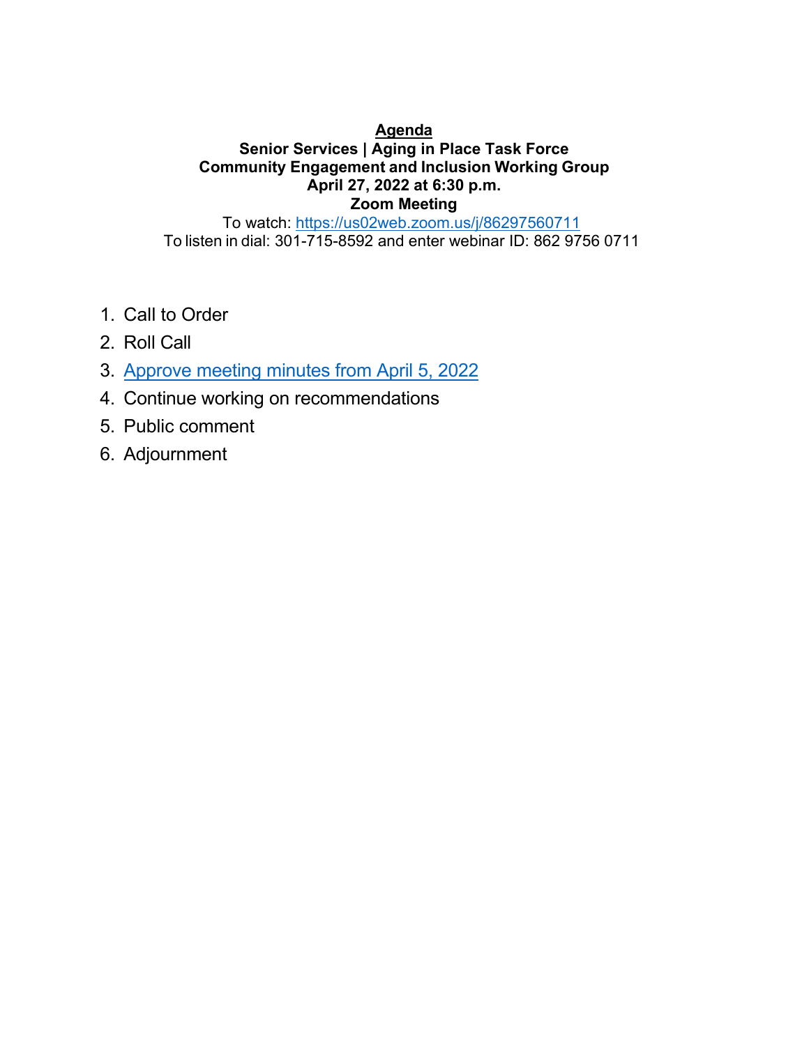**Agenda**

**Senior Services | Aging in Place Task Force**
**Community Engagement and Inclusion Working Group**
**April 27, 2022 at 6:30 p.m.**
**Zoom Meeting**

To watch: [https://us02web.zoom.us/j/86297560711](https://us02web.zoom.us/j/86297560711)
To listen in dial: 301-715-8592 and enter webinar ID: 862 9756 0711

1. Call to Order
2. Roll Call
3. Approve meeting minutes from April 5, 2022
4. Continue working on recommendations
5. Public comment
6. Adjournment